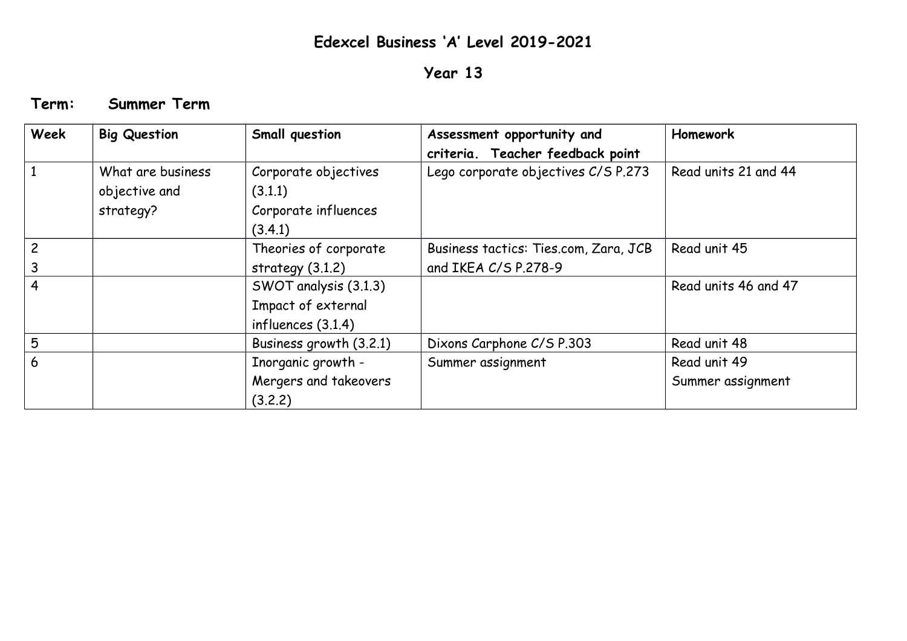# Edexcel Business 'A' Level 2019-2021

## Year 13

**Term: Summer Term**

| Week | Big Question | Small question | Assessment opportunity and criteria. Teacher feedback point | Homework |
|---|---|---|---|---|
| 1 | What are business objective and strategy? | Corporate objectives (3.1.1) Corporate influences (3.4.1) | Lego corporate objectives C/S P.273 | Read units 21 and 44 |
| 2 3 | | Theories of corporate strategy (3.1.2) | Business tactics: Ties.com, Zara, JCB and IKEA C/S P.278-9 | Read unit 45 |
| 4 | | SWOT analysis (3.1.3) Impact of external influences (3.1.4) | | Read units 46 and 47 |
| 5 | | Business growth (3.2.1) | Dixons Carphone C/S P.303 | Read unit 48 |
| 6 | | Inorganic growth - Mergers and takeovers (3.2.2) | Summer assignment | Read unit 49 Summer assignment |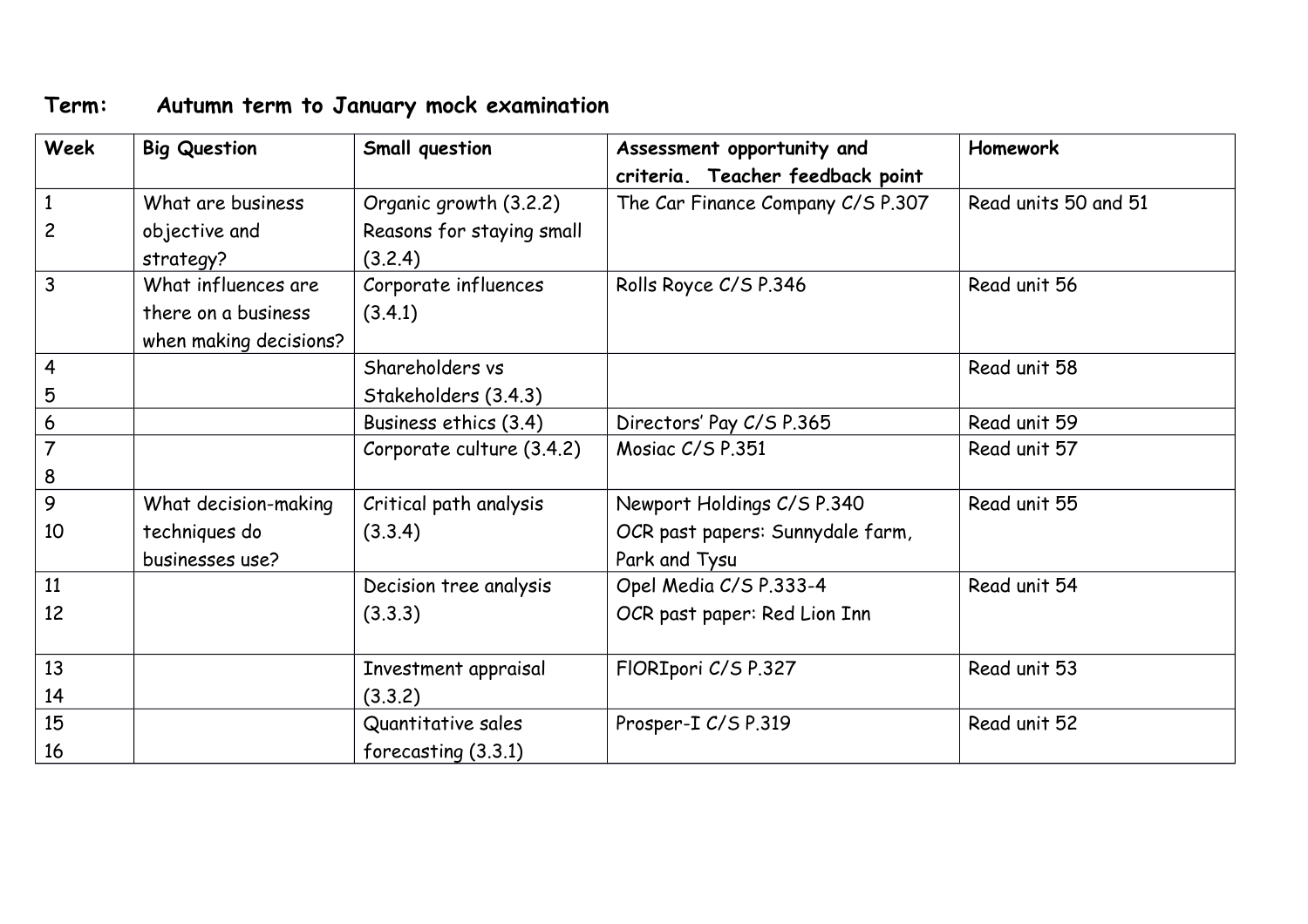**Term: Autumn term to January mock examination**

| Week | Big Question | Small question | Assessment opportunity and criteria. Teacher feedback point | Homework |
|---|---|---|---|---|
| 1<br>2 | What are business objective and strategy? | Organic growth (3.2.2)<br>Reasons for staying small (3.2.4) | The Car Finance Company C/S P.307 | Read units 50 and 51 |
| 3 | What influences are there on a business when making decisions? | Corporate influences (3.4.1) | Rolls Royce C/S P.346 | Read unit 56 |
| 4<br>5 | | Shareholders vs Stakeholders (3.4.3) | | Read unit 58 |
| 6 | | Business ethics (3.4) | Directors' Pay C/S P.365 | Read unit 59 |
| 7<br>8 | | Corporate culture (3.4.2) | Mosiac C/S P.351 | Read unit 57 |
| 9<br>10 | What decision-making techniques do businesses use? | Critical path analysis (3.3.4) | Newport Holdings C/S P.340<br>OCR past papers: Sunnydale farm, Park and Tysu | Read unit 55 |
| 11<br>12 | | Decision tree analysis (3.3.3) | Opel Media C/S P.333-4<br>OCR past paper: Red Lion Inn | Read unit 54 |
| 13<br>14 | | Investment appraisal (3.3.2) | FlORIpori C/S P.327 | Read unit 53 |
| 15<br>16 | | Quantitative sales forecasting (3.3.1) | Prosper-I C/S P.319 | Read unit 52 |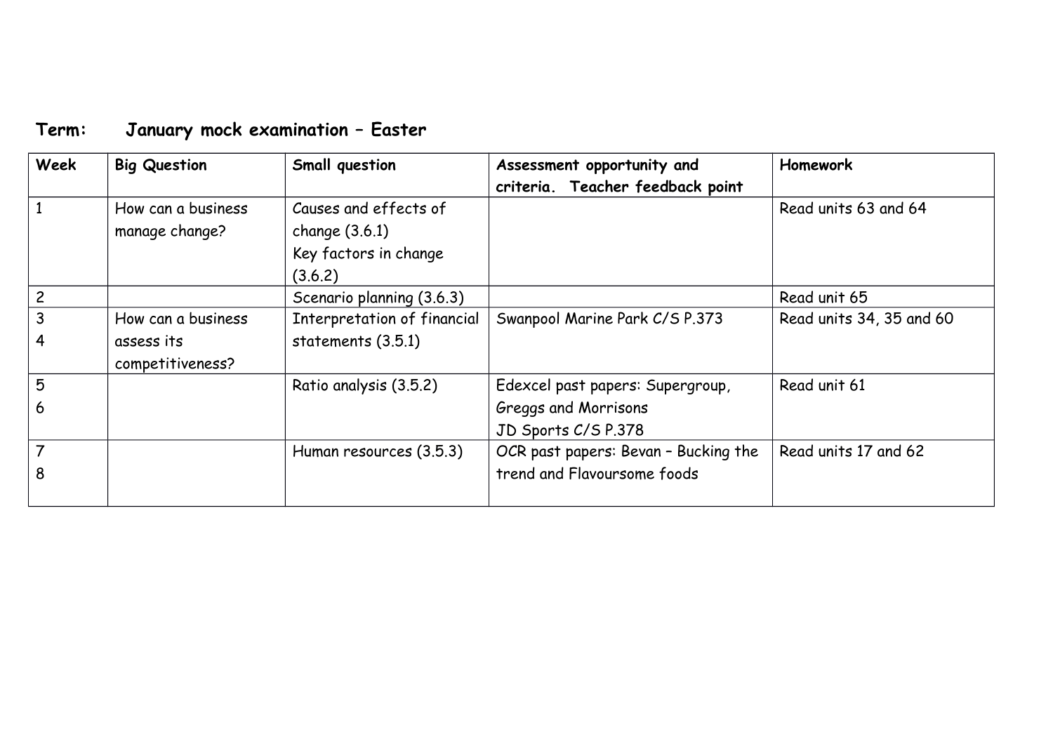**Term: January mock examination – Easter**

| Week | Big Question | Small question | Assessment opportunity and criteria. Teacher feedback point | Homework |
|---|---|---|---|---|
| 1 | How can a business manage change? | Causes and effects of change (3.6.1)<br>Key factors in change (3.6.2) | | Read units 63 and 64 |
| 2 | | Scenario planning (3.6.3) | | Read unit 65 |
| 3<br>4 | How can a business assess its competitiveness? | Interpretation of financial statements (3.5.1) | Swanpool Marine Park C/S P.373 | Read units 34, 35 and 60 |
| 5<br>6 | | Ratio analysis (3.5.2) | Edexcel past papers: Supergroup, Greggs and Morrisons<br>JD Sports C/S P.378 | Read unit 61 |
| 7<br>8 | | Human resources (3.5.3) | OCR past papers: Bevan – Bucking the trend and Flavoursome foods | Read units 17 and 62 |